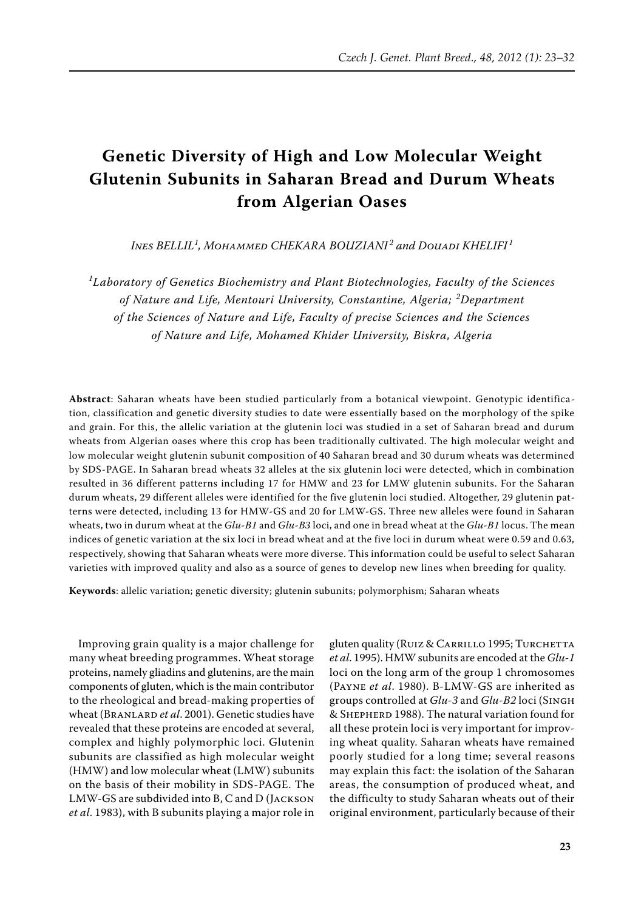# Genetic Diversity of High and Low Molecular Weight Glutenin Subunits in Saharan Bread and Durum Wheats from Algerian Oases

*Ines BELLIL[1], Mohammed CHEKARA BOUZIANI[2] and Douadi KHELIFI[1]*

*[1]Laboratory of Genetics Biochemistry and Plant Biotechnologies, Faculty of the Sciences of Nature and Life, Mentouri University, Constantine, Algeria; [2]Department of the Sciences of Nature and Life, Faculty of precise Sciences and the Sciences of Nature and Life, Mohamed Khider University, Biskra, Algeria*

**Abstract**: Saharan wheats have been studied particularly from a botanical viewpoint. Genotypic identification, classification and genetic diversity studies to date were essentially based on the morphology of the spike and grain. For this, the allelic variation at the glutenin loci was studied in a set of Saharan bread and durum wheats from Algerian oases where this crop has been traditionally cultivated. The high molecular weight and low molecular weight glutenin subunit composition of 40 Saharan bread and 30 durum wheats was determined by SDS-PAGE. In Saharan bread wheats 32 alleles at the six glutenin loci were detected, which in combination resulted in 36 different patterns including 17 for HMW and 23 for LMW glutenin subunits. For the Saharan durum wheats, 29 different alleles were identified for the five glutenin loci studied. Altogether, 29 glutenin patterns were detected, including 13 for HMW-GS and 20 for LMW-GS. Three new alleles were found in Saharan wheats, two in durum wheat at the *Glu-B1* and *Glu-B3* loci, and one in bread wheat at the *Glu-B1* locus. The mean indices of genetic variation at the six loci in bread wheat and at the five loci in durum wheat were 0.59 and 0.63, respectively, showing that Saharan wheats were more diverse. This information could be useful to select Saharan varieties with improved quality and also as a source of genes to develop new lines when breeding for quality.

**Keywords**: allelic variation; genetic diversity; glutenin subunits; polymorphism; Saharan wheats

Improving grain quality is a major challenge for many wheat breeding programmes. Wheat storage proteins, namely gliadins and glutenins, are the main components of gluten, which is the main contributor to the rheological and bread-making properties of wheat (Branlard *et al*. 2001). Genetic studies have revealed that these proteins are encoded at several, complex and highly polymorphic loci. Glutenin subunits are classified as high molecular weight (HMW) and low molecular wheat (LMW) subunits on the basis of their mobility in SDS-PAGE. The LMW-GS are subdivided into B, C and D (Jackson *et al*. 1983), with B subunits playing a major role in gluten quality (Ruiz & Carrillo 1995; Turchetta *et al*. 1995). HMW subunits are encoded at the *Glu-1* loci on the long arm of the group 1 chromosomes (Payne *et al*. 1980). B-LMW-GS are inherited as groups controlled at *Glu-3* and *Glu-B2* loci (Singh & Shepherd 1988). The natural variation found for all these protein loci is very important for improving wheat quality. Saharan wheats have remained poorly studied for a long time; several reasons may explain this fact: the isolation of the Saharan areas, the consumption of produced wheat, and the difficulty to study Saharan wheats out of their original environment, particularly because of their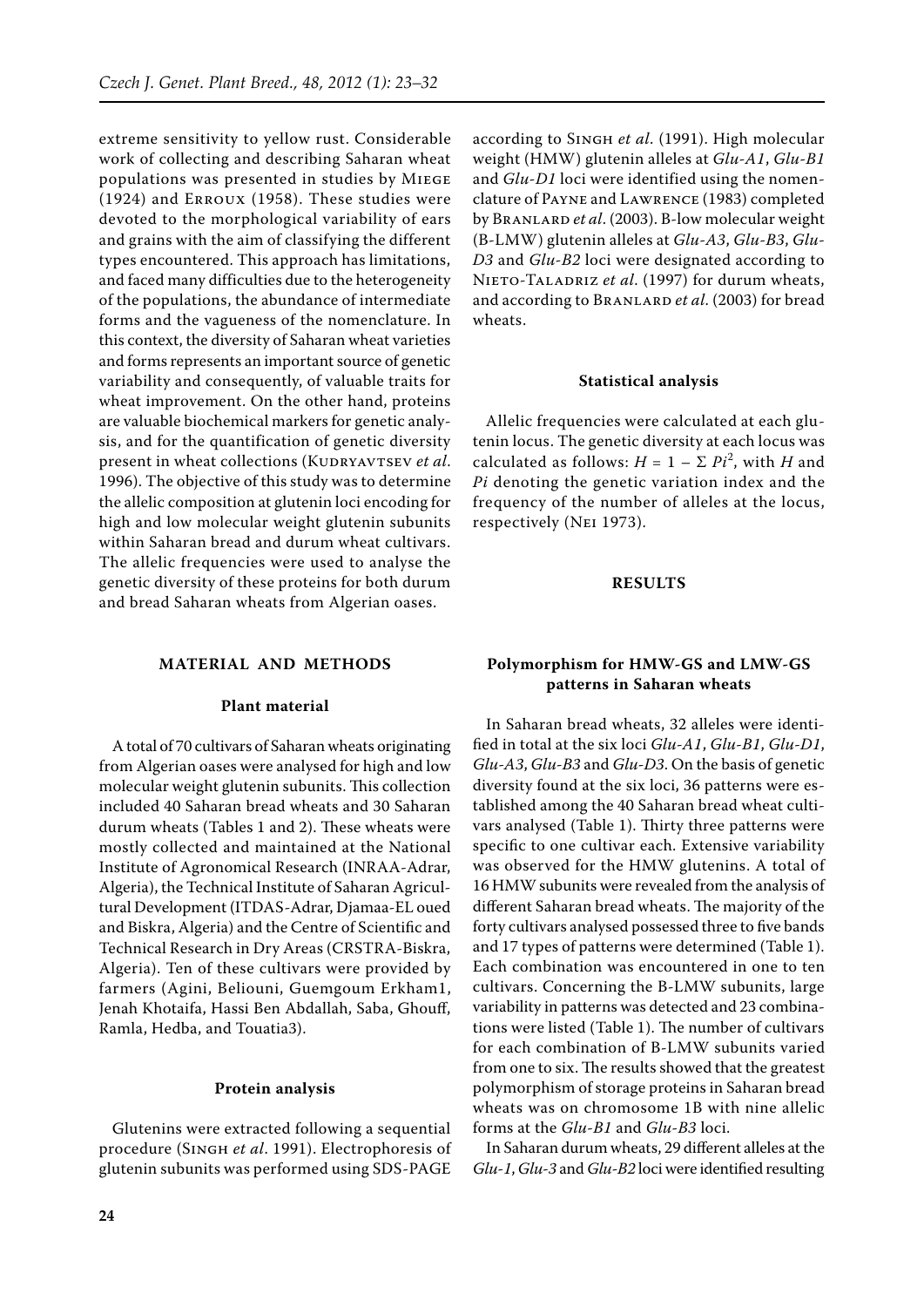extreme sensitivity to yellow rust. Considerable work of collecting and describing Saharan wheat populations was presented in studies by Miege (1924) and Erroux (1958). These studies were devoted to the morphological variability of ears and grains with the aim of classifying the different types encountered. This approach has limitations, and faced many difficulties due to the heterogeneity of the populations, the abundance of intermediate forms and the vagueness of the nomenclature. In this context, the diversity of Saharan wheat varieties and forms represents an important source of genetic variability and consequently, of valuable traits for wheat improvement. On the other hand, proteins are valuable biochemical markers for genetic analysis, and for the quantification of genetic diversity present in wheat collections (Kudryavtsev *et al*. 1996). The objective of this study was to determine the allelic composition at glutenin loci encoding for high and low molecular weight glutenin subunits within Saharan bread and durum wheat cultivars. The allelic frequencies were used to analyse the genetic diversity of these proteins for both durum and bread Saharan wheats from Algerian oases.

## MATERIAL AND METHODS

### Plant material

A total of 70 cultivars of Saharan wheats originating from Algerian oases were analysed for high and low molecular weight glutenin subunits. This collection included 40 Saharan bread wheats and 30 Saharan durum wheats (Tables 1 and 2). These wheats were mostly collected and maintained at the National Institute of Agronomical Research (INRAA-Adrar, Algeria), the Technical Institute of Saharan Agricultural Development (ITDAS-Adrar, Djamaa-EL oued and Biskra, Algeria) and the Centre of Scientific and Technical Research in Dry Areas (CRSTRA-Biskra, Algeria). Ten of these cultivars were provided by farmers (Agini, Beliouni, Guemgoum Erkham1, Jenah Khotaifa, Hassi Ben Abdallah, Saba, Ghouff, Ramla, Hedba, and Touatia3).

### Protein analysis

Glutenins were extracted following a sequential procedure (Singh *et al*. 1991). Electrophoresis of glutenin subunits was performed using SDS-PAGE according to Singh *et al*. (1991). High molecular weight (HMW) glutenin alleles at *Glu-A1*, *Glu-B1* and *Glu-D1* loci were identified using the nomenclature of Payne and Lawrence (1983) completed by Branlard *et al*. (2003). B-low molecular weight (B-LMW) glutenin alleles at *Glu-A3*, *Glu-B3*, *Glu-D3* and *Glu-B2* loci were designated according to Nieto-Taladriz *et al*. (1997) for durum wheats, and according to Branlard *et al*. (2003) for bread wheats.

### Statistical analysis

Allelic frequencies were calculated at each glutenin locus. The genetic diversity at each locus was calculated as follows: $H = 1 - \Sigma\, Pi^2$, with $H$ and $Pi$ denoting the genetic variation index and the frequency of the number of alleles at the locus, respectively (Nei 1973).

## RESULTS

### Polymorphism for HMW-GS and LMW-GS patterns in Saharan wheats

In Saharan bread wheats, 32 alleles were identified in total at the six loci *Glu-A1*, *Glu-B1*, *Glu-D1*, *Glu-A3*, *Glu-B3* and *Glu-D3*. On the basis of genetic diversity found at the six loci, 36 patterns were established among the 40 Saharan bread wheat cultivars analysed (Table 1). Thirty three patterns were specific to one cultivar each. Extensive variability was observed for the HMW glutenins. A total of 16 HMW subunits were revealed from the analysis of different Saharan bread wheats. The majority of the forty cultivars analysed possessed three to five bands and 17 types of patterns were determined (Table 1). Each combination was encountered in one to ten cultivars. Concerning the B-LMW subunits, large variability in patterns was detected and 23 combinations were listed (Table 1). The number of cultivars for each combination of B-LMW subunits varied from one to six. The results showed that the greatest polymorphism of storage proteins in Saharan bread wheats was on chromosome 1B with nine allelic forms at the *Glu-B1* and *Glu-B3* loci.

In Saharan durum wheats, 29 different alleles at the *Glu-1*, *Glu-3* and *Glu-B2* loci were identified resulting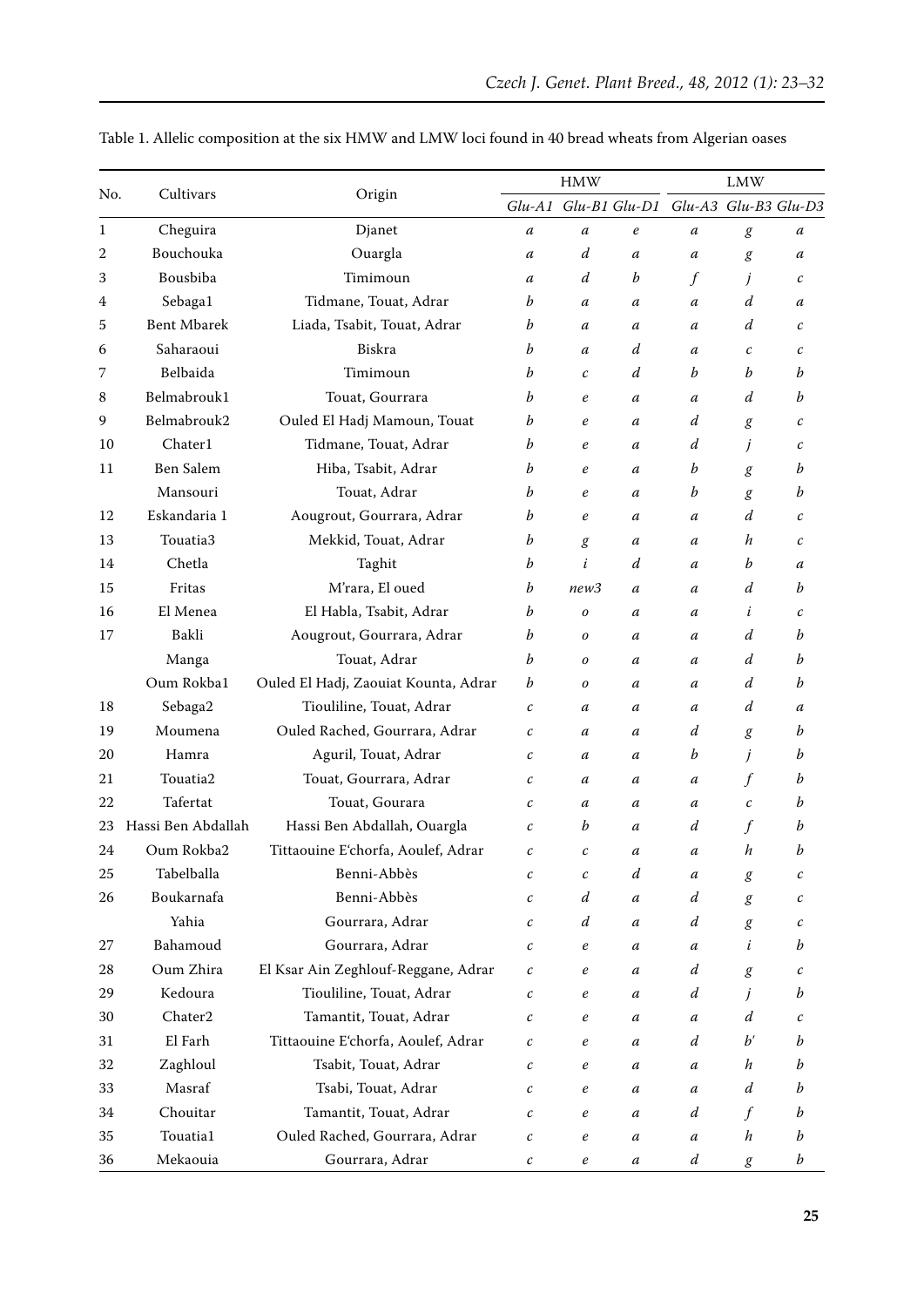Table 1. Allelic composition at the six HMW and LMW loci found in 40 bread wheats from Algerian oases

| No. | Cultivars | Origin | HMW | | | LMW | | |
|---|---|---|---|---|---|---|---|---|
| | | | *Glu-A1* | *Glu-B1* | *Glu-D1* | *Glu-A3* | *Glu-B3* | *Glu-D3* |
| 1 | Cheguira | Djanet | *a* | *a* | *e* | *a* | *g* | *a* |
| 2 | Bouchouka | Ouargla | *a* | *d* | *a* | *a* | *g* | *a* |
| 3 | Bousbiba | Timimoun | *a* | *d* | *b* | *f* | *j* | *c* |
| 4 | Sebaga1 | Tidmane, Touat, Adrar | *b* | *a* | *a* | *a* | *d* | *a* |
| 5 | Bent Mbarek | Liada, Tsabit, Touat, Adrar | *b* | *a* | *a* | *a* | *d* | *c* |
| 6 | Saharaoui | Biskra | *b* | *a* | *d* | *a* | *c* | *c* |
| 7 | Belbaida | Timimoun | *b* | *c* | *d* | *b* | *b* | *b* |
| 8 | Belmabrouk1 | Touat, Gourrara | *b* | *e* | *a* | *a* | *d* | *b* |
| 9 | Belmabrouk2 | Ouled El Hadj Mamoun, Touat | *b* | *e* | *a* | *d* | *g* | *c* |
| 10 | Chater1 | Tidmane, Touat, Adrar | *b* | *e* | *a* | *d* | *j* | *c* |
| 11 | Ben Salem | Hiba, Tsabit, Adrar | *b* | *e* | *a* | *b* | *g* | *b* |
| | Mansouri | Touat, Adrar | *b* | *e* | *a* | *b* | *g* | *b* |
| 12 | Eskandaria 1 | Aougrout, Gourrara, Adrar | *b* | *e* | *a* | *a* | *d* | *c* |
| 13 | Touatia3 | Mekkid, Touat, Adrar | *b* | *g* | *a* | *a* | *h* | *c* |
| 14 | Chetla | Taghit | *b* | *i* | *d* | *a* | *b* | *a* |
| 15 | Fritas | M'rara, El oued | *b* | *new3* | *a* | *a* | *d* | *b* |
| 16 | El Menea | El Habla, Tsabit, Adrar | *b* | *o* | *a* | *a* | *i* | *c* |
| 17 | Bakli | Aougrout, Gourrara, Adrar | *b* | *o* | *a* | *a* | *d* | *b* |
| | Manga | Touat, Adrar | *b* | *o* | *a* | *a* | *d* | *b* |
| | Oum Rokba1 | Ouled El Hadj, Zaouiat Kounta, Adrar | *b* | *o* | *a* | *a* | *d* | *b* |
| 18 | Sebaga2 | Tiouliline, Touat, Adrar | *c* | *a* | *a* | *a* | *d* | *a* |
| 19 | Moumena | Ouled Rached, Gourrara, Adrar | *c* | *a* | *a* | *d* | *g* | *b* |
| 20 | Hamra | Aguril, Touat, Adrar | *c* | *a* | *a* | *b* | *j* | *b* |
| 21 | Touatia2 | Touat, Gourrara, Adrar | *c* | *a* | *a* | *a* | *f* | *b* |
| 22 | Tafertat | Touat, Gourara | *c* | *a* | *a* | *a* | *c* | *b* |
| 23 | Hassi Ben Abdallah | Hassi Ben Abdallah, Ouargla | *c* | *b* | *a* | *d* | *f* | *b* |
| 24 | Oum Rokba2 | Tittaouine E'chorfa, Aoulef, Adrar | *c* | *c* | *a* | *a* | *h* | *b* |
| 25 | Tabelballa | Benni-Abbès | *c* | *c* | *d* | *a* | *g* | *c* |
| 26 | Boukarnafa | Benni-Abbès | *c* | *d* | *a* | *d* | *g* | *c* |
| | Yahia | Gourrara, Adrar | *c* | *d* | *a* | *d* | *g* | *c* |
| 27 | Bahamoud | Gourrara, Adrar | *c* | *e* | *a* | *a* | *i* | *b* |
| 28 | Oum Zhira | El Ksar Ain Zeghlouf-Reggane, Adrar | *c* | *e* | *a* | *d* | *g* | *c* |
| 29 | Kedoura | Tiouliline, Touat, Adrar | *c* | *e* | *a* | *d* | *j* | *b* |
| 30 | Chater2 | Tamantit, Touat, Adrar | *c* | *e* | *a* | *a* | *d* | *c* |
| 31 | El Farh | Tittaouine E'chorfa, Aoulef, Adrar | *c* | *e* | *a* | *d* | *b'* | *b* |
| 32 | Zaghloul | Tsabit, Touat, Adrar | *c* | *e* | *a* | *a* | *h* | *b* |
| 33 | Masraf | Tsabi, Touat, Adrar | *c* | *e* | *a* | *a* | *d* | *b* |
| 34 | Chouitar | Tamantit, Touat, Adrar | *c* | *e* | *a* | *d* | *f* | *b* |
| 35 | Touatia1 | Ouled Rached, Gourrara, Adrar | *c* | *e* | *a* | *a* | *h* | *b* |
| 36 | Mekaouia | Gourrara, Adrar | *c* | *e* | *a* | *d* | *g* | *b* |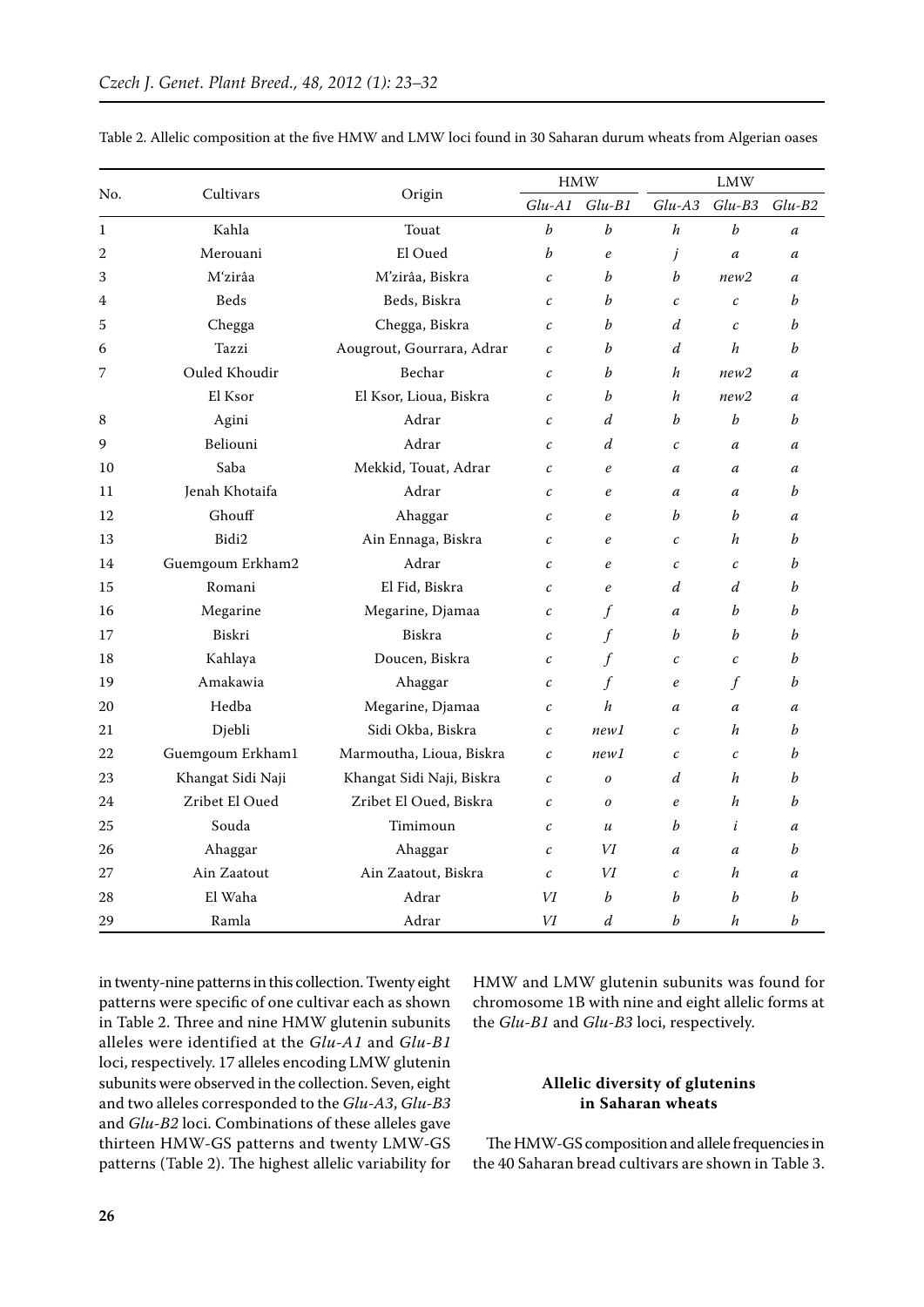Table 2. Allelic composition at the five HMW and LMW loci found in 30 Saharan durum wheats from Algerian oases

| No. | Cultivars | Origin | HMW | | LMW | | |
|---|---|---|---|---|---|---|---|
| | | | *Glu-A1* | *Glu-B1* | *Glu-A3* | *Glu-B3* | *Glu-B2* |
| 1 | Kahla | Touat | *b* | *b* | *h* | *b* | *a* |
| 2 | Merouani | El Oued | *b* | *e* | *j* | *a* | *a* |
| 3 | M'zirâa | M'zirâa, Biskra | *c* | *b* | *b* | *new2* | *a* |
| 4 | Beds | Beds, Biskra | *c* | *b* | *c* | *c* | *b* |
| 5 | Chegga | Chegga, Biskra | *c* | *b* | *d* | *c* | *b* |
| 6 | Tazzi | Aougrout, Gourrara, Adrar | *c* | *b* | *d* | *h* | *b* |
| 7 | Ouled Khoudir | Bechar | *c* | *b* | *h* | *new2* | *a* |
| | El Ksor | El Ksor, Lioua, Biskra | *c* | *b* | *h* | *new2* | *a* |
| 8 | Agini | Adrar | *c* | *d* | *b* | *b* | *b* |
| 9 | Beliouni | Adrar | *c* | *d* | *c* | *a* | *a* |
| 10 | Saba | Mekkid, Touat, Adrar | *c* | *e* | *a* | *a* | *a* |
| 11 | Jenah Khotaifa | Adrar | *c* | *e* | *a* | *a* | *b* |
| 12 | Ghouff | Ahaggar | *c* | *e* | *b* | *b* | *a* |
| 13 | Bidi2 | Ain Ennaga, Biskra | *c* | *e* | *c* | *h* | *b* |
| 14 | Guemgoum Erkham2 | Adrar | *c* | *e* | *c* | *c* | *b* |
| 15 | Romani | El Fid, Biskra | *c* | *e* | *d* | *d* | *b* |
| 16 | Megarine | Megarine, Djamaa | *c* | *f* | *a* | *b* | *b* |
| 17 | Biskri | Biskra | *c* | *f* | *b* | *b* | *b* |
| 18 | Kahlaya | Doucen, Biskra | *c* | *f* | *c* | *c* | *b* |
| 19 | Amakawia | Ahaggar | *c* | *f* | *e* | *f* | *b* |
| 20 | Hedba | Megarine, Djamaa | *c* | *h* | *a* | *a* | *a* |
| 21 | Djebli | Sidi Okba, Biskra | *c* | *new1* | *c* | *h* | *b* |
| 22 | Guemgoum Erkham1 | Marmoutha, Lioua, Biskra | *c* | *new1* | *c* | *c* | *b* |
| 23 | Khangat Sidi Naji | Khangat Sidi Naji, Biskra | *c* | *o* | *d* | *h* | *b* |
| 24 | Zribet El Oued | Zribet El Oued, Biskra | *c* | *o* | *e* | *h* | *b* |
| 25 | Souda | Timimoun | *c* | *u* | *b* | *i* | *a* |
| 26 | Ahaggar | Ahaggar | *c* | *VI* | *a* | *a* | *b* |
| 27 | Ain Zaatout | Ain Zaatout, Biskra | *c* | *VI* | *c* | *h* | *a* |
| 28 | El Waha | Adrar | *VI* | *b* | *b* | *b* | *b* |
| 29 | Ramla | Adrar | *VI* | *d* | *b* | *h* | *b* |

in twenty-nine patterns in this collection. Twenty eight patterns were specific of one cultivar each as shown in Table 2. Three and nine HMW glutenin subunits alleles were identified at the *Glu-A1* and *Glu-B1* loci, respectively. 17 alleles encoding LMW glutenin subunits were observed in the collection. Seven, eight and two alleles corresponded to the *Glu-A3*, *Glu-B3* and *Glu-B2* loci. Combinations of these alleles gave thirteen HMW-GS patterns and twenty LMW-GS patterns (Table 2). The highest allelic variability for HMW and LMW glutenin subunits was found for chromosome 1B with nine and eight allelic forms at the *Glu-B1* and *Glu-B3* loci, respectively.

### Allelic diversity of glutenins in Saharan wheats

The HMW-GS composition and allele frequencies in the 40 Saharan bread cultivars are shown in Table 3.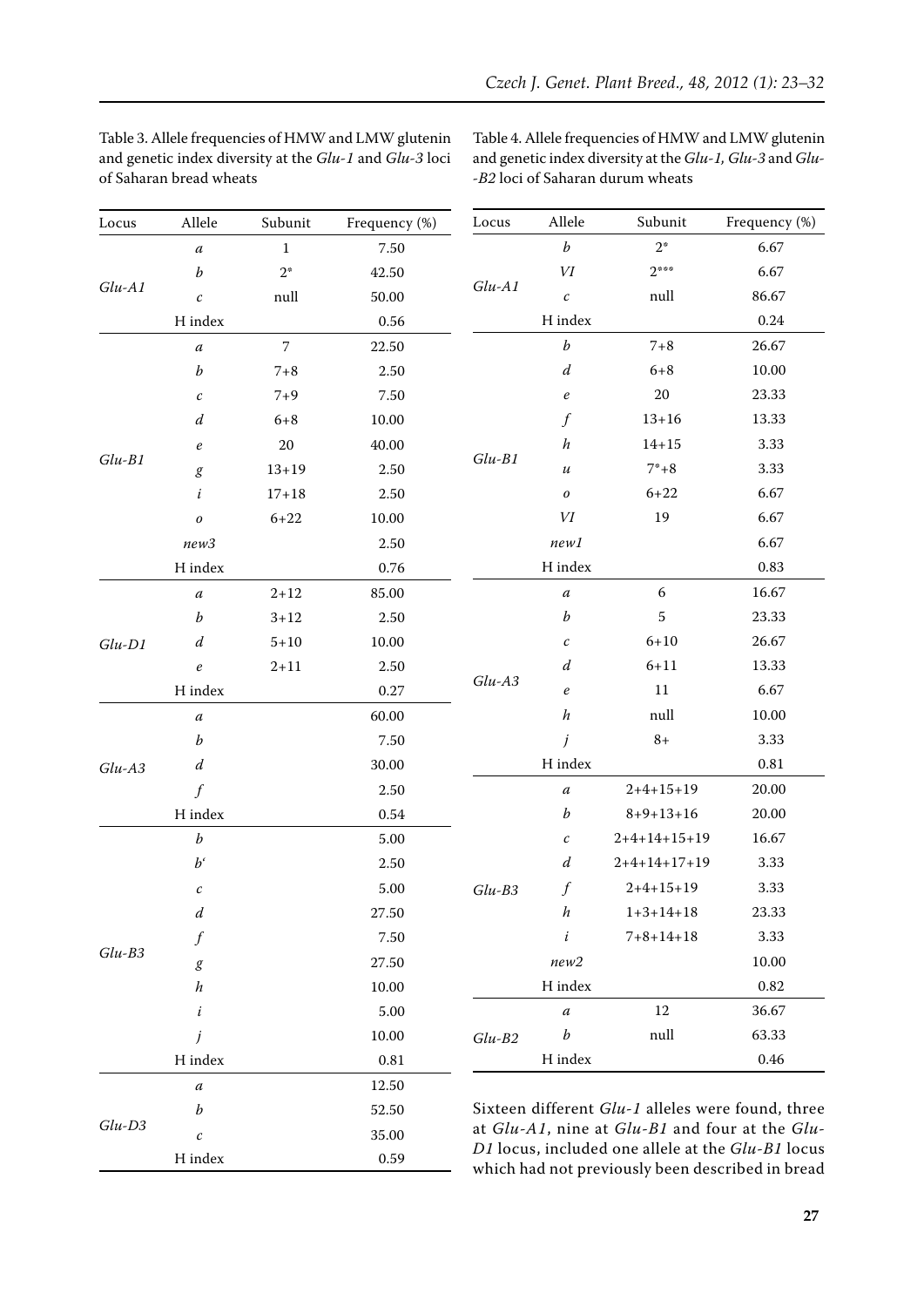Table 3. Allele frequencies of HMW and LMW glutenin and genetic index diversity at the *Glu-1* and *Glu-3* loci of Saharan bread wheats

| Locus | Allele | Subunit | Frequency (%) |
|---|---|---|---|
| *Glu-A1* | *a* | 1 | 7.50 |
| | *b* | 2* | 42.50 |
| | *c* | null | 50.00 |
| | H index | | 0.56 |
| *Glu-B1* | *a* | 7 | 22.50 |
| | *b* | 7+8 | 2.50 |
| | *c* | 7+9 | 7.50 |
| | *d* | 6+8 | 10.00 |
| | *e* | 20 | 40.00 |
| | *g* | 13+19 | 2.50 |
| | *i* | 17+18 | 2.50 |
| | *o* | 6+22 | 10.00 |
| | *new3* | | 2.50 |
| | H index | | 0.76 |
| *Glu-D1* | *a* | 2+12 | 85.00 |
| | *b* | 3+12 | 2.50 |
| | *d* | 5+10 | 10.00 |
| | *e* | 2+11 | 2.50 |
| | H index | | 0.27 |
| *Glu-A3* | *a* | | 60.00 |
| | *b* | | 7.50 |
| | *d* | | 30.00 |
| | *f* | | 2.50 |
| | H index | | 0.54 |
| *Glu-B3* | *b* | | 5.00 |
| | *b'* | | 2.50 |
| | *c* | | 5.00 |
| | *d* | | 27.50 |
| | *f* | | 7.50 |
| | *g* | | 27.50 |
| | *h* | | 10.00 |
| | *i* | | 5.00 |
| | *j* | | 10.00 |
| | H index | | 0.81 |
| *Glu-D3* | *a* | | 12.50 |
| | *b* | | 52.50 |
| | *c* | | 35.00 |
| | H index | | 0.59 |

Table 4. Allele frequencies of HMW and LMW glutenin and genetic index diversity at the *Glu-1, Glu-3* and *Glu-B2* loci of Saharan durum wheats

| Locus | Allele | Subunit | Frequency (%) |
|---|---|---|---|
| *Glu-A1* | *b* | 2* | 6.67 |
| | *VI* | 2*** | 6.67 |
| | *c* | null | 86.67 |
| | H index | | 0.24 |
| *Glu-B1* | *b* | 7+8 | 26.67 |
| | *d* | 6+8 | 10.00 |
| | *e* | 20 | 23.33 |
| | *f* | 13+16 | 13.33 |
| | *h* | 14+15 | 3.33 |
| | *u* | 7*+8 | 3.33 |
| | *o* | 6+22 | 6.67 |
| | *VI* | 19 | 6.67 |
| | *new1* | | 6.67 |
| | H index | | 0.83 |
| *Glu-A3* | *a* | 6 | 16.67 |
| | *b* | 5 | 23.33 |
| | *c* | 6+10 | 26.67 |
| | *d* | 6+11 | 13.33 |
| | *e* | 11 | 6.67 |
| | *h* | null | 10.00 |
| | *j* | 8+ | 3.33 |
| | H index | | 0.81 |
| *Glu-B3* | *a* | 2+4+15+19 | 20.00 |
| | *b* | 8+9+13+16 | 20.00 |
| | *c* | 2+4+14+15+19 | 16.67 |
| | *d* | 2+4+14+17+19 | 3.33 |
| | *f* | 2+4+15+19 | 3.33 |
| | *h* | 1+3+14+18 | 23.33 |
| | *i* | 7+8+14+18 | 3.33 |
| | *new2* | | 10.00 |
| | H index | | 0.82 |
| *Glu-B2* | *a* | 12 | 36.67 |
| | *b* | null | 63.33 |
| | H index | | 0.46 |

Sixteen different *Glu-1* alleles were found, three at *Glu-A1*, nine at *Glu-B1* and four at the *Glu-D1* locus, included one allele at the *Glu-B1* locus which had not previously been described in bread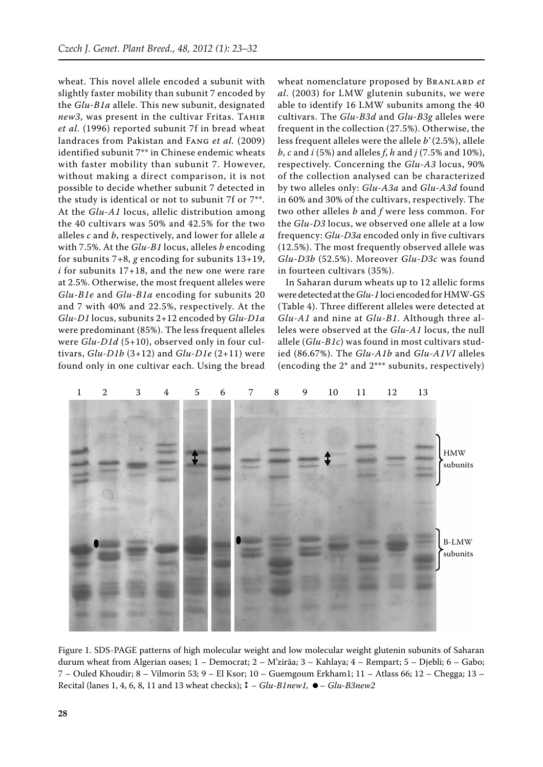wheat. This novel allele encoded a subunit with slightly faster mobility than subunit 7 encoded by the *Glu-B1a* allele. This new subunit, designated *new3*, was present in the cultivar Fritas. Tahir *et al*. (1996) reported subunit 7f in bread wheat landraces from Pakistan and Fang *et al.* (2009) identified subunit 7** in Chinese endemic wheats with faster mobility than subunit 7. However, without making a direct comparison, it is not possible to decide whether subunit 7 detected in the study is identical or not to subunit 7f or 7**. At the *Glu-A1* locus, allelic distribution among the 40 cultivars was 50% and 42.5% for the two alleles *c* and *b*, respectively, and lower for allele *a* with 7.5%. At the *Glu-B1* locus, alleles *b* encoding for subunits 7+8, *g* encoding for subunits 13+19, *i* for subunits 17+18, and the new one were rare at 2.5%. Otherwise, the most frequent alleles were *Glu-B1e* and *Glu-B1a* encoding for subunits 20 and 7 with 40% and 22.5%, respectively. At the *Glu-D1* locus, subunits 2+12 encoded by *Glu-D1a* were predominant (85%). The less frequent alleles were *Glu-D1d* (5+10), observed only in four cultivars, *Glu-D1b* (3+12) and *Glu-D1e* (2+11) were found only in one cultivar each. Using the bread wheat nomenclature proposed by Branlard *et al*. (2003) for LMW glutenin subunits, we were able to identify 16 LMW subunits among the 40 cultivars. The *Glu-B3d* and *Glu-B3g* alleles were frequent in the collection (27.5%). Otherwise, the less frequent alleles were the allele *b'* (2.5%), allele *b*, *c* and *i* (5%) and alleles *f*, *h* and *j* (7.5% and 10%), respectively. Concerning the *Glu-A3* locus, 90% of the collection analysed can be characterized by two alleles only: *Glu-A3a* and *Glu-A3d* found in 60% and 30% of the cultivars, respectively. The two other alleles *b* and *f* were less common. For the *Glu-D3* locus, we observed one allele at a low frequency: *Glu-D3a* encoded only in five cultivars (12.5%). The most frequently observed allele was *Glu-D3b* (52.5%). Moreover *Glu-D3c* was found in fourteen cultivars (35%).

In Saharan durum wheats up to 12 allelic forms were detected at the *Glu-1* loci encoded for HMW-GS (Table 4). Three different alleles were detected at *Glu-A1* and nine at *Glu-B1*. Although three alleles were observed at the *Glu-A1* locus, the null allele (*Glu-B1c*) was found in most cultivars studied (86.67%). The *Glu-A1b* and *Glu-A1VI* alleles (encoding the 2* and 2*** subunits, respectively)

Figure 1. SDS-PAGE patterns of high molecular weight and low molecular weight glutenin subunits of Saharan durum wheat from Algerian oases; 1 – Democrat; 2 – M'zirâa; 3 – Kahlaya; 4 – Rempart; 5 – Djebli; 6 – Gabo; 7 – Ouled Khoudir; 8 – Vilmorin 53; 9 – El Ksor; 10 – Guemgoum Erkham1; 11 – Atlass 66; 12 – Chegga; 13 – Recital (lanes 1, 4, 6, 8, 11 and 13 wheat checks); ↕ – *Glu-B1new1*, ● – *Glu-B3new2*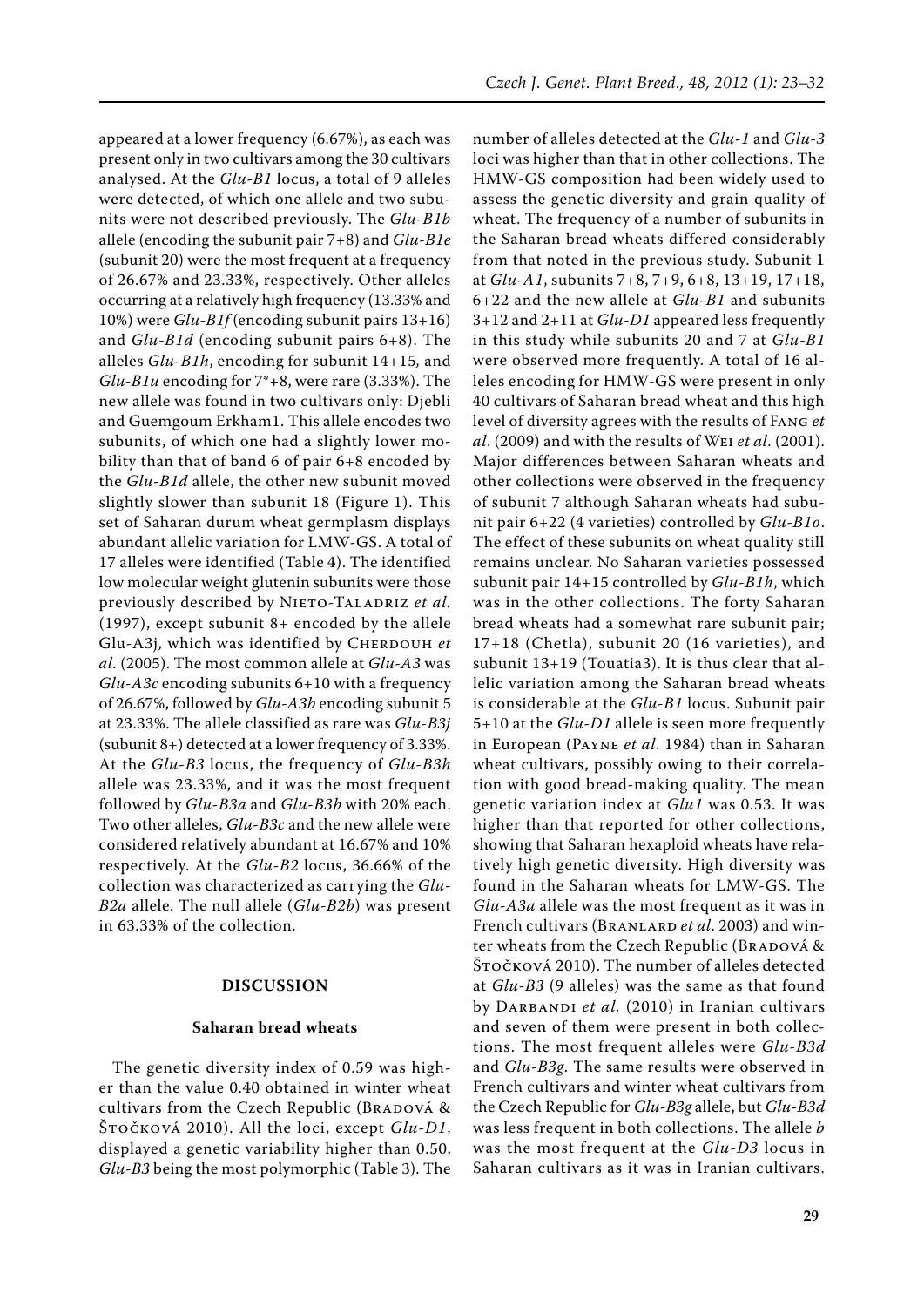appeared at a lower frequency (6.67%), as each was present only in two cultivars among the 30 cultivars analysed. At the *Glu-B1* locus, a total of 9 alleles were detected, of which one allele and two subunits were not described previously. The *Glu-B1b* allele (encoding the subunit pair 7+8) and *Glu-B1e* (subunit 20) were the most frequent at a frequency of 26.67% and 23.33%, respectively. Other alleles occurring at a relatively high frequency (13.33% and 10%) were *Glu-B1f* (encoding subunit pairs 13+16) and *Glu-B1d* (encoding subunit pairs 6+8). The alleles *Glu-B1h*, encoding for subunit 14+15, and *Glu-B1u* encoding for 7*+8, were rare (3.33%). The new allele was found in two cultivars only: Djebli and Guemgoum Erkham1. This allele encodes two subunits, of which one had a slightly lower mobility than that of band 6 of pair 6+8 encoded by the *Glu-B1d* allele, the other new subunit moved slightly slower than subunit 18 (Figure 1). This set of Saharan durum wheat germplasm displays abundant allelic variation for LMW-GS. A total of 17 alleles were identified (Table 4). The identified low molecular weight glutenin subunits were those previously described by Nieto-Taladriz *et al.* (1997), except subunit 8+ encoded by the allele Glu-A3j, which was identified by Cherdouh *et al.* (2005). The most common allele at *Glu-A3* was *Glu-A3c* encoding subunits 6+10 with a frequency of 26.67%, followed by *Glu-A3b* encoding subunit 5 at 23.33%. The allele classified as rare was *Glu-B3j* (subunit 8+) detected at a lower frequency of 3.33%. At the *Glu-B3* locus, the frequency of *Glu-B3h* allele was 23.33%, and it was the most frequent followed by *Glu-B3a* and *Glu-B3b* with 20% each. Two other alleles, *Glu-B3c* and the new allele were considered relatively abundant at 16.67% and 10% respectively. At the *Glu-B2* locus, 36.66% of the collection was characterized as carrying the *Glu-B2a* allele. The null allele (*Glu-B2b*) was present in 63.33% of the collection.

## DISCUSSION

### Saharan bread wheats

The genetic diversity index of 0.59 was higher than the value 0.40 obtained in winter wheat cultivars from the Czech Republic (Bradová & Štočková 2010). All the loci, except *Glu-D1*, displayed a genetic variability higher than 0.50, *Glu-B3* being the most polymorphic (Table 3). The number of alleles detected at the *Glu-1* and *Glu-3* loci was higher than that in other collections. The HMW-GS composition had been widely used to assess the genetic diversity and grain quality of wheat. The frequency of a number of subunits in the Saharan bread wheats differed considerably from that noted in the previous study. Subunit 1 at *Glu-A1*, subunits 7+8, 7+9, 6+8, 13+19, 17+18, 6+22 and the new allele at *Glu-B1* and subunits 3+12 and 2+11 at *Glu-D1* appeared less frequently in this study while subunits 20 and 7 at *Glu-B1* were observed more frequently. A total of 16 alleles encoding for HMW-GS were present in only 40 cultivars of Saharan bread wheat and this high level of diversity agrees with the results of Fang *et al*. (2009) and with the results of Wei *et al*. (2001). Major differences between Saharan wheats and other collections were observed in the frequency of subunit 7 although Saharan wheats had subunit pair 6+22 (4 varieties) controlled by *Glu-B1o*. The effect of these subunits on wheat quality still remains unclear. No Saharan varieties possessed subunit pair 14+15 controlled by *Glu-B1h*, which was in the other collections. The forty Saharan bread wheats had a somewhat rare subunit pair; 17+18 (Chetla), subunit 20 (16 varieties), and subunit 13+19 (Touatia3). It is thus clear that allelic variation among the Saharan bread wheats is considerable at the *Glu-B1* locus. Subunit pair 5+10 at the *Glu-D1* allele is seen more frequently in European (Payne *et al.* 1984) than in Saharan wheat cultivars, possibly owing to their correlation with good bread-making quality. The mean genetic variation index at *Glu1* was 0.53. It was higher than that reported for other collections, showing that Saharan hexaploid wheats have relatively high genetic diversity. High diversity was found in the Saharan wheats for LMW-GS. The *Glu-A3a* allele was the most frequent as it was in French cultivars (Branlard *et al*. 2003) and winter wheats from the Czech Republic (Bradová & Štočková 2010). The number of alleles detected at *Glu-B3* (9 alleles) was the same as that found by Darbandi *et al.* (2010) in Iranian cultivars and seven of them were present in both collections. The most frequent alleles were *Glu-B3d* and *Glu-B3g*. The same results were observed in French cultivars and winter wheat cultivars from the Czech Republic for *Glu-B3g* allele, but *Glu-B3d* was less frequent in both collections. The allele *b* was the most frequent at the *Glu-D3* locus in Saharan cultivars as it was in Iranian cultivars.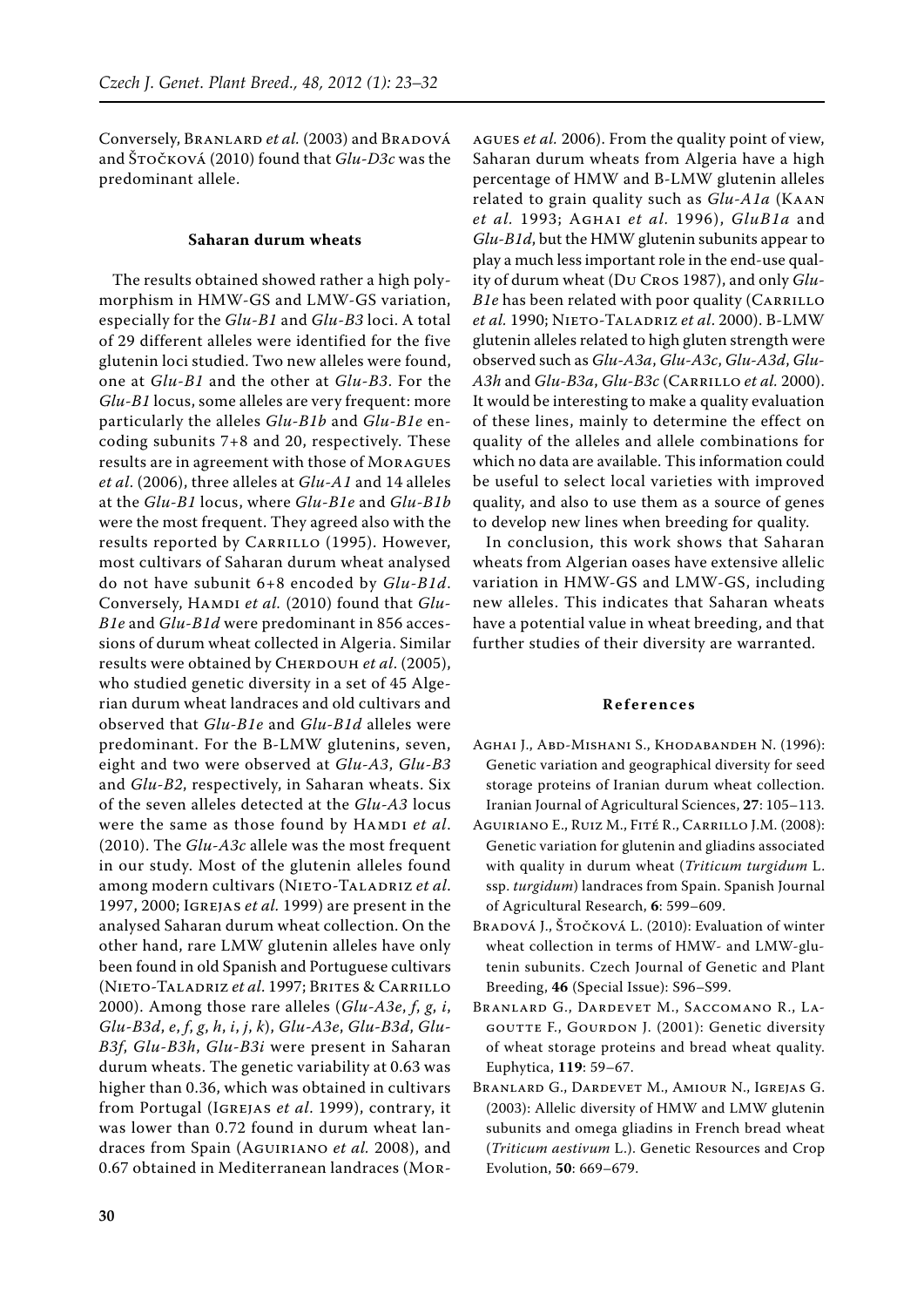Conversely, Branlard *et al.* (2003) and Bradová and Štočková (2010) found that *Glu-D3c* was the predominant allele.

### Saharan durum wheats

The results obtained showed rather a high polymorphism in HMW-GS and LMW-GS variation, especially for the *Glu-B1* and *Glu-B3* loci. A total of 29 different alleles were identified for the five glutenin loci studied. Two new alleles were found, one at *Glu-B1* and the other at *Glu-B3*. For the *Glu-B1* locus, some alleles are very frequent: more particularly the alleles *Glu-B1b* and *Glu-B1e* encoding subunits 7+8 and 20, respectively. These results are in agreement with those of Moragues *et al*. (2006), three alleles at *Glu-A1* and 14 alleles at the *Glu-B1* locus, where *Glu-B1e* and *Glu-B1b* were the most frequent. They agreed also with the results reported by Carrillo (1995). However, most cultivars of Saharan durum wheat analysed do not have subunit 6+8 encoded by *Glu-B1d*. Conversely, Hamdi *et al.* (2010) found that *Glu-B1e* and *Glu-B1d* were predominant in 856 accessions of durum wheat collected in Algeria. Similar results were obtained by Cherdouh *et al*. (2005), who studied genetic diversity in a set of 45 Algerian durum wheat landraces and old cultivars and observed that *Glu-B1e* and *Glu-B1d* alleles were predominant. For the B-LMW glutenins, seven, eight and two were observed at *Glu-A3*, *Glu-B3* and *Glu-B2*, respectively, in Saharan wheats. Six of the seven alleles detected at the *Glu-A3* locus were the same as those found by Hamdi *et al*. (2010). The *Glu-A3c* allele was the most frequent in our study. Most of the glutenin alleles found among modern cultivars (Nieto-Taladriz *et al*. 1997, 2000; Igrejas *et al.* 1999) are present in the analysed Saharan durum wheat collection. On the other hand, rare LMW glutenin alleles have only been found in old Spanish and Portuguese cultivars (Nieto-Taladriz *et al*. 1997; Brites & Carrillo 2000). Among those rare alleles (*Glu-A3e*, *f*, *g*, *i*, *Glu-B3d*, *e*, *f*, *g*, *h*, *i*, *j*, *k*), *Glu-A3e*, *Glu-B3d*, *Glu-B3f*, *Glu-B3h*, *Glu-B3i* were present in Saharan durum wheats. The genetic variability at 0.63 was higher than 0.36, which was obtained in cultivars from Portugal (Igrejas *et al*. 1999), contrary, it was lower than 0.72 found in durum wheat landraces from Spain (Aguiriano *et al.* 2008), and 0.67 obtained in Mediterranean landraces (Moragues *et al.* 2006). From the quality point of view, Saharan durum wheats from Algeria have a high percentage of HMW and B-LMW glutenin alleles related to grain quality such as *Glu-A1a* (Kaan *et al.* 1993; Aghai *et al.* 1996), *GluB1a* and *Glu-B1d*, but the HMW glutenin subunits appear to play a much less important role in the end-use quality of durum wheat (Du Cros 1987), and only *Glu-B1e* has been related with poor quality (Carrillo *et al.* 1990; Nieto-Taladriz *et al*. 2000). B-LMW glutenin alleles related to high gluten strength were observed such as *Glu-A3a*, *Glu-A3c*, *Glu-A3d*, *Glu-A3h* and *Glu-B3a*, *Glu-B3c* (Carrillo *et al.* 2000). It would be interesting to make a quality evaluation of these lines, mainly to determine the effect on quality of the alleles and allele combinations for which no data are available. This information could be useful to select local varieties with improved quality, and also to use them as a source of genes to develop new lines when breeding for quality.

In conclusion, this work shows that Saharan wheats from Algerian oases have extensive allelic variation in HMW-GS and LMW-GS, including new alleles. This indicates that Saharan wheats have a potential value in wheat breeding, and that further studies of their diversity are warranted.

## References

Aghai J., Abd-Mishani S., Khodabandeh N. (1996): Genetic variation and geographical diversity for seed storage proteins of Iranian durum wheat collection. Iranian Journal of Agricultural Sciences, **27**: 105–113.

Aguiriano E., Ruiz M., Fité R., Carrillo J.M. (2008): Genetic variation for glutenin and gliadins associated with quality in durum wheat (*Triticum turgidum* L. ssp. *turgidum*) landraces from Spain. Spanish Journal of Agricultural Research, **6**: 599–609.

Bradová J., Štočková L. (2010): Evaluation of winter wheat collection in terms of HMW- and LMW-glutenin subunits. Czech Journal of Genetic and Plant Breeding, **46** (Special Issue): S96–S99.

Branlard G., Dardevet M., Saccomano R., Lagoutte F., Gourdon J. (2001): Genetic diversity of wheat storage proteins and bread wheat quality. Euphytica, **119**: 59–67.

Branlard G., Dardevet M., Amiour N., Igrejas G. (2003): Allelic diversity of HMW and LMW glutenin subunits and omega gliadins in French bread wheat (*Triticum aestivum* L.). Genetic Resources and Crop Evolution, **50**: 669–679.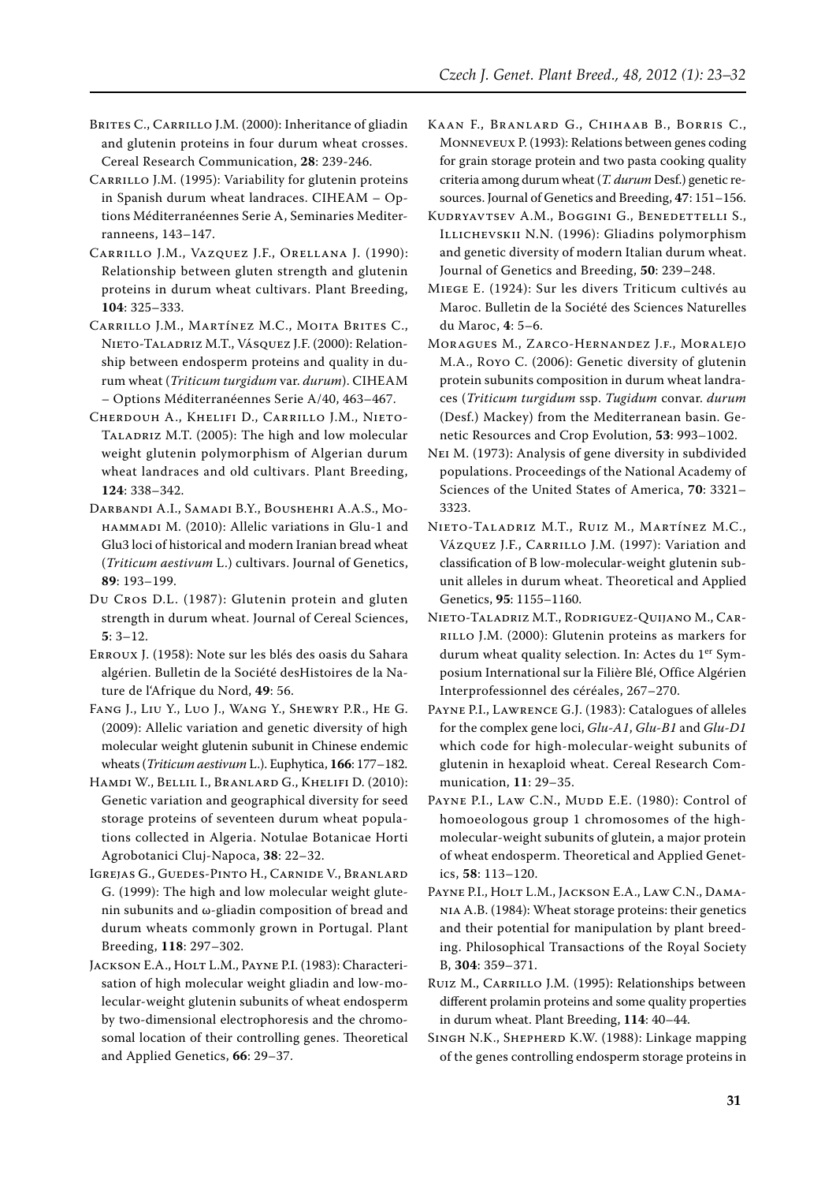Brites C., Carrillo J.M. (2000): Inheritance of gliadin and glutenin proteins in four durum wheat crosses. Cereal Research Communication, **28**: 239-246.

Carrillo J.M. (1995): Variability for glutenin proteins in Spanish durum wheat landraces. CIHEAM – Options Méditerranéennes Serie A, Seminaries Mediterranneens, 143–147.

Carrillo J.M., Vazquez J.F., Orellana J. (1990): Relationship between gluten strength and glutenin proteins in durum wheat cultivars. Plant Breeding, **104**: 325–333.

Carrillo J.M., Martínez M.C., Moita Brites C., Nieto-Taladriz M.T., Vásquez J.F. (2000): Relationship between endosperm proteins and quality in durum wheat (*Triticum turgidum* var. *durum*). CIHEAM – Options Méditerranéennes Serie A/40, 463–467.

Cherdouh A., Khelifi D., Carrillo J.M., Nieto-Taladriz M.T. (2005): The high and low molecular weight glutenin polymorphism of Algerian durum wheat landraces and old cultivars. Plant Breeding, **124**: 338–342.

Darbandi A.I., Samadi B.Y., Boushehri A.A.S., Mohammadi M. (2010): Allelic variations in Glu-1 and Glu3 loci of historical and modern Iranian bread wheat (*Triticum aestivum* L.) cultivars. Journal of Genetics, **89**: 193–199.

Du Cros D.L. (1987): Glutenin protein and gluten strength in durum wheat. Journal of Cereal Sciences, **5**: 3–12.

Erroux J. (1958): Note sur les blés des oasis du Sahara algérien. Bulletin de la Société desHistoires de la Nature de l'Afrique du Nord, **49**: 56.

Fang J., Liu Y., Luo J., Wang Y., Shewry P.R., He G. (2009): Allelic variation and genetic diversity of high molecular weight glutenin subunit in Chinese endemic wheats (*Triticum aestivum* L.). Euphytica, **166**: 177–182.

Hamdi W., Bellil I., Branlard G., Khelifi D. (2010): Genetic variation and geographical diversity for seed storage proteins of seventeen durum wheat populations collected in Algeria. Notulae Botanicae Horti Agrobotanici Cluj-Napoca, **38**: 22–32.

Igrejas G., Guedes-Pinto H., Carnide V., Branlard G. (1999): The high and low molecular weight glutenin subunits and ω-gliadin composition of bread and durum wheats commonly grown in Portugal. Plant Breeding, **118**: 297–302.

Jackson E.A., Holt L.M., Payne P.I. (1983): Characterisation of high molecular weight gliadin and low-molecular-weight glutenin subunits of wheat endosperm by two-dimensional electrophoresis and the chromosomal location of their controlling genes. Theoretical and Applied Genetics, **66**: 29–37.

Kaan F., Branlard G., Chihaab B., Borris C., Monneveux P. (1993): Relations between genes coding for grain storage protein and two pasta cooking quality criteria among durum wheat (*T. durum* Desf.) genetic resources. Journal of Genetics and Breeding, **47**: 151–156.

Kudryavtsev A.M., Boggini G., Benedettelli S., Illichevskii N.N. (1996): Gliadins polymorphism and genetic diversity of modern Italian durum wheat. Journal of Genetics and Breeding, **50**: 239–248.

Miege E. (1924): Sur les divers Triticum cultivés au Maroc. Bulletin de la Société des Sciences Naturelles du Maroc, **4**: 5–6.

Moragues M., Zarco-Hernandez J.f., Moralejo M.A., Royo C. (2006): Genetic diversity of glutenin protein subunits composition in durum wheat landraces (*Triticum turgidum* ssp. *Tugidum* convar. *durum* (Desf.) Mackey) from the Mediterranean basin. Genetic Resources and Crop Evolution, **53**: 993–1002.

Nei M. (1973): Analysis of gene diversity in subdivided populations. Proceedings of the National Academy of Sciences of the United States of America, **70**: 3321–3323.

Nieto-Taladriz M.T., Ruiz M., Martínez M.C., Vázquez J.F., Carrillo J.M. (1997): Variation and classification of B low-molecular-weight glutenin subunit alleles in durum wheat. Theoretical and Applied Genetics, **95**: 1155–1160.

Nieto-Taladriz M.T., Rodriguez-Quijano M., Carrillo J.M. (2000): Glutenin proteins as markers for durum wheat quality selection. In: Actes du 1er Symposium International sur la Filière Blé, Office Algérien Interprofessionnel des céréales, 267–270.

Payne P.I., Lawrence G.J. (1983): Catalogues of alleles for the complex gene loci, *Glu-A1*, *Glu-B1* and *Glu-D1* which code for high-molecular-weight subunits of glutenin in hexaploid wheat. Cereal Research Communication, **11**: 29–35.

Payne P.I., Law C.N., Mudd E.E. (1980): Control of homoeologous group 1 chromosomes of the high-molecular-weight subunits of glutein, a major protein of wheat endosperm. Theoretical and Applied Genetics, **58**: 113–120.

Payne P.I., Holt L.M., Jackson E.A., Law C.N., Damania A.B. (1984): Wheat storage proteins: their genetics and their potential for manipulation by plant breeding. Philosophical Transactions of the Royal Society B, **304**: 359–371.

Ruiz M., Carrillo J.M. (1995): Relationships between different prolamin proteins and some quality properties in durum wheat. Plant Breeding, **114**: 40–44.

Singh N.K., Shepherd K.W. (1988): Linkage mapping of the genes controlling endosperm storage proteins in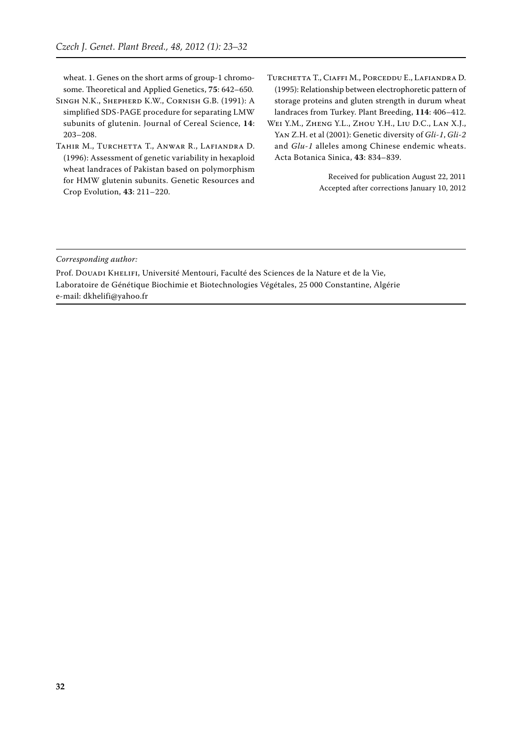wheat. 1. Genes on the short arms of group-1 chromosome. Theoretical and Applied Genetics, **75**: 642–650.

Singh N.K., Shepherd K.W., Cornish G.B. (1991): A simplified SDS-PAGE procedure for separating LMW subunits of glutenin. Journal of Cereal Science, **14**: 203–208.

Tahir M., Turchetta T., Anwar R., Lafiandra D. (1996): Assessment of genetic variability in hexaploid wheat landraces of Pakistan based on polymorphism for HMW glutenin subunits. Genetic Resources and Crop Evolution, **43**: 211–220.

Turchetta T., Ciaffi M., Porceddu E., Lafiandra D. (1995): Relationship between electrophoretic pattern of storage proteins and gluten strength in durum wheat landraces from Turkey. Plant Breeding, **114**: 406–412.

Wei Y.M., Zheng Y.L., Zhou Y.H., Liu D.C., Lan X.J., Yan Z.H. et al (2001): Genetic diversity of *Gli-1*, *Gli-2* and *Glu-1* alleles among Chinese endemic wheats. Acta Botanica Sinica, **43**: 834–839.

Received for publication August 22, 2011
Accepted after corrections January 10, 2012

*Corresponding author:*

Prof. Douadi Khelifi, Université Mentouri, Faculté des Sciences de la Nature et de la Vie, Laboratoire de Génétique Biochimie et Biotechnologies Végétales, 25 000 Constantine, Algérie
e-mail: dkhelifi@yahoo.fr